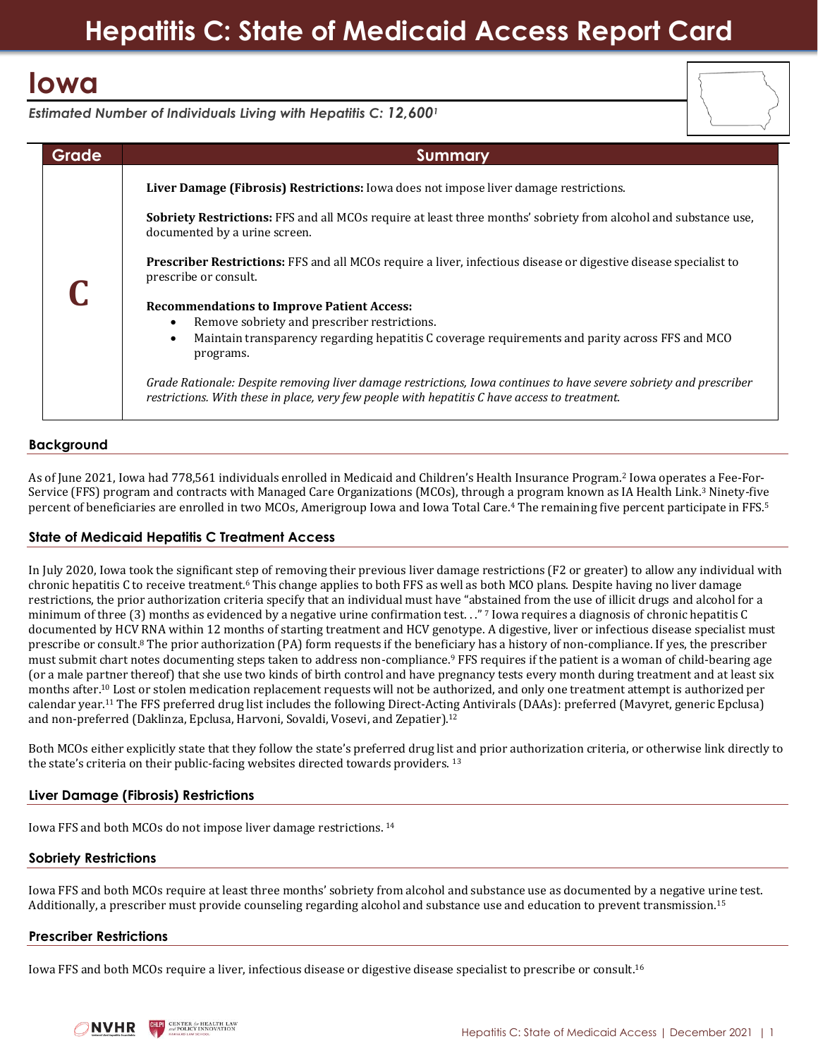# Hepatitis C: State of Medicaid Access Report Card

## Iowa

*Estimated Number of Individuals Living with Hepatitis C: 12,600*[1]

| Grade | Summary |
|---|---|
| **C** | **Liver Damage (Fibrosis) Restrictions:** Iowa does not impose liver damage restrictions.<br><br>**Sobriety Restrictions:** FFS and all MCOs require at least three months' sobriety from alcohol and substance use, documented by a urine screen.<br><br>**Prescriber Restrictions:** FFS and all MCOs require a liver, infectious disease or digestive disease specialist to prescribe or consult.<br><br>**Recommendations to Improve Patient Access:**<br>• Remove sobriety and prescriber restrictions.<br>• Maintain transparency regarding hepatitis C coverage requirements and parity across FFS and MCO programs.<br><br>*Grade Rationale: Despite removing liver damage restrictions, Iowa continues to have severe sobriety and prescriber restrictions. With these in place, very few people with hepatitis C have access to treatment.* |

### Background

As of June 2021, Iowa had 778,561 individuals enrolled in Medicaid and Children's Health Insurance Program.[2] Iowa operates a Fee-For-Service (FFS) program and contracts with Managed Care Organizations (MCOs), through a program known as IA Health Link.[3] Ninety-five percent of beneficiaries are enrolled in two MCOs, Amerigroup Iowa and Iowa Total Care.[4] The remaining five percent participate in FFS.[5]

### State of Medicaid Hepatitis C Treatment Access

In July 2020, Iowa took the significant step of removing their previous liver damage restrictions (F2 or greater) to allow any individual with chronic hepatitis C to receive treatment.[6] This change applies to both FFS as well as both MCO plans. Despite having no liver damage restrictions, the prior authorization criteria specify that an individual must have "abstained from the use of illicit drugs and alcohol for a minimum of three (3) months as evidenced by a negative urine confirmation test. . ."[7] Iowa requires a diagnosis of chronic hepatitis C documented by HCV RNA within 12 months of starting treatment and HCV genotype. A digestive, liver or infectious disease specialist must prescribe or consult.[8] The prior authorization (PA) form requests if the beneficiary has a history of non-compliance. If yes, the prescriber must submit chart notes documenting steps taken to address non-compliance.[9] FFS requires if the patient is a woman of child-bearing age (or a male partner thereof) that she use two kinds of birth control and have pregnancy tests every month during treatment and at least six months after.[10] Lost or stolen medication replacement requests will not be authorized, and only one treatment attempt is authorized per calendar year.[11] The FFS preferred drug list includes the following Direct-Acting Antivirals (DAAs): preferred (Mavyret, generic Epclusa) and non-preferred (Daklinza, Epclusa, Harvoni, Sovaldi, Vosevi, and Zepatier).[12]

Both MCOs either explicitly state that they follow the state's preferred drug list and prior authorization criteria, or otherwise link directly to the state's criteria on their public-facing websites directed towards providers.[13]

### Liver Damage (Fibrosis) Restrictions

Iowa FFS and both MCOs do not impose liver damage restrictions.[14]

### Sobriety Restrictions

Iowa FFS and both MCOs require at least three months' sobriety from alcohol and substance use as documented by a negative urine test. Additionally, a prescriber must provide counseling regarding alcohol and substance use and education to prevent transmission.[15]

### Prescriber Restrictions

Iowa FFS and both MCOs require a liver, infectious disease or digestive disease specialist to prescribe or consult.[16]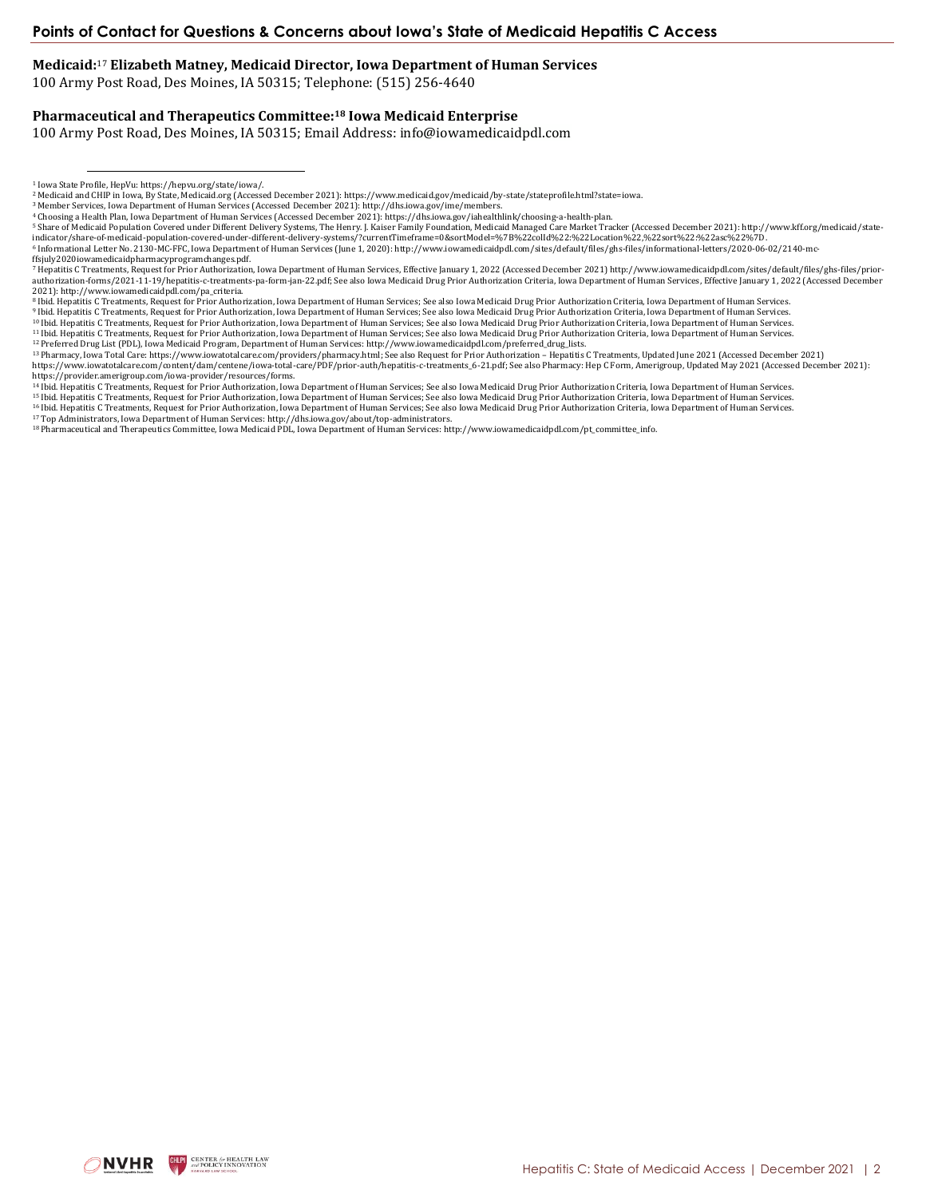## Points of Contact for Questions & Concerns about Iowa's State of Medicaid Hepatitis C Access

**Medicaid:**[17] **Elizabeth Matney, Medicaid Director, Iowa Department of Human Services**
100 Army Post Road, Des Moines, IA 50315; Telephone: (515) 256-4640

**Pharmaceutical and Therapeutics Committee:**[18] **Iowa Medicaid Enterprise**
100 Army Post Road, Des Moines, IA 50315; Email Address: info@iowamedicaidpdl.com

---

[1] Iowa State Profile, HepVu: https://hepvu.org/state/iowa/.
[2] Medicaid and CHIP in Iowa, By State, Medicaid.org (Accessed December 2021): https://www.medicaid.gov/medicaid/by-state/stateprofile.html?state=iowa.
[3] Member Services, Iowa Department of Human Services (Accessed December 2021): http://dhs.iowa.gov/ime/members.
[4] Choosing a Health Plan, Iowa Department of Human Services (Accessed December 2021): https://dhs.iowa.gov/iahealthlink/choosing-a-health-plan.
[5] Share of Medicaid Population Covered under Different Delivery Systems, The Henry. J. Kaiser Family Foundation, Medicaid Managed Care Market Tracker (Accessed December 2021): http://www.kff.org/medicaid/state-indicator/share-of-medicaid-population-covered-under-different-delivery-systems/?currentTimeframe=0&sortModel=%7B%22colId%22:%22Location%22,%22sort%22:%22asc%22%7D.
[6] Informational Letter No. 2130-MC-FFC, Iowa Department of Human Services (June 1, 2020): http://www.iowamedicaidpdl.com/sites/default/files/ghs-files/informational-letters/2020-06-02/2140-mc-ffsjuly2020iowamedicaidpharmacyprogramchanges.pdf.
[7] Hepatitis C Treatments, Request for Prior Authorization, Iowa Department of Human Services, Effective January 1, 2022 (Accessed December 2021) http://www.iowamedicaidpdl.com/sites/default/files/ghs-files/prior-authorization-forms/2021-11-19/hepatitis-c-treatments-pa-form-jan-22.pdf; See also Iowa Medicaid Drug Prior Authorization Criteria, Iowa Department of Human Services, Effective January 1, 2022 (Accessed December 2021): http://www.iowamedicaidpdl.com/pa_criteria.
[8] Ibid. Hepatitis C Treatments, Request for Prior Authorization, Iowa Department of Human Services; See also Iowa Medicaid Drug Prior Authorization Criteria, Iowa Department of Human Services.
[9] Ibid. Hepatitis C Treatments, Request for Prior Authorization, Iowa Department of Human Services; See also Iowa Medicaid Drug Prior Authorization Criteria, Iowa Department of Human Services.
[10] Ibid. Hepatitis C Treatments, Request for Prior Authorization, Iowa Department of Human Services; See also Iowa Medicaid Drug Prior Authorization Criteria, Iowa Department of Human Services.
[11] Ibid. Hepatitis C Treatments, Request for Prior Authorization, Iowa Department of Human Services; See also Iowa Medicaid Drug Prior Authorization Criteria, Iowa Department of Human Services.
[12] Preferred Drug List (PDL), Iowa Medicaid Program, Department of Human Services: http://www.iowamedicaidpdl.com/preferred_drug_lists.
[13] Pharmacy, Iowa Total Care: https://www.iowatotalcare.com/providers/pharmacy.html; See also Request for Prior Authorization – Hepatitis C Treatments, Updated June 2021 (Accessed December 2021) https://www.iowatotalcare.com/content/dam/centene/iowa-total-care/PDF/prior-auth/hepatitis-c-treatments_6-21.pdf; See also Pharmacy: Hep C Form, Amerigroup, Updated May 2021 (Accessed December 2021): https://provider.amerigroup.com/iowa-provider/resources/forms.
[14] Ibid. Hepatitis C Treatments, Request for Prior Authorization, Iowa Department of Human Services; See also Iowa Medicaid Drug Prior Authorization Criteria, Iowa Department of Human Services.
[15] Ibid. Hepatitis C Treatments, Request for Prior Authorization, Iowa Department of Human Services; See also Iowa Medicaid Drug Prior Authorization Criteria, Iowa Department of Human Services.
[16] Ibid. Hepatitis C Treatments, Request for Prior Authorization, Iowa Department of Human Services; See also Iowa Medicaid Drug Prior Authorization Criteria, Iowa Department of Human Services.
[17] Top Administrators, Iowa Department of Human Services: http://dhs.iowa.gov/about/top-administrators.
[18] Pharmaceutical and Therapeutics Committee, Iowa Medicaid PDL, Iowa Department of Human Services: http://www.iowamedicaidpdl.com/pt_committee_info.